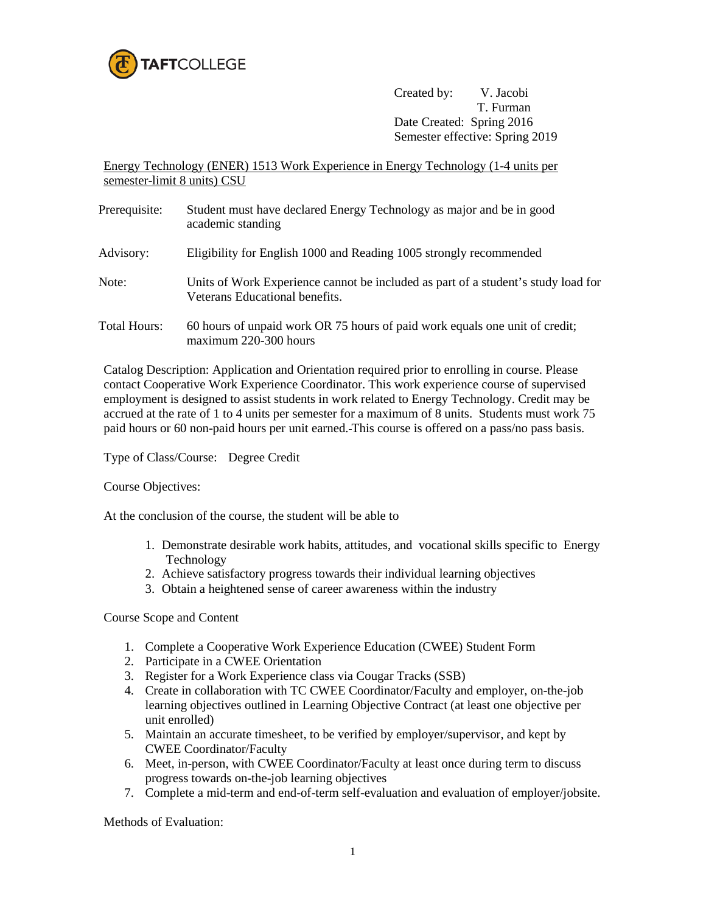TAFTCOLLEGE

Created by: V. Jacobi
T. Furman
Date Created: Spring 2016
Semester effective: Spring 2019

Energy Technology (ENER) 1513 Work Experience in Energy Technology (1-4 units per semester-limit 8 units) CSU

Prerequisite: Student must have declared Energy Technology as major and be in good academic standing

Advisory: Eligibility for English 1000 and Reading 1005 strongly recommended

Note: Units of Work Experience cannot be included as part of a student's study load for Veterans Educational benefits.

Total Hours: 60 hours of unpaid work OR 75 hours of paid work equals one unit of credit; maximum 220-300 hours

Catalog Description: Application and Orientation required prior to enrolling in course. Please contact Cooperative Work Experience Coordinator. This work experience course of supervised employment is designed to assist students in work related to Energy Technology. Credit may be accrued at the rate of 1 to 4 units per semester for a maximum of 8 units. Students must work 75 paid hours or 60 non-paid hours per unit earned.-This course is offered on a pass/no pass basis.

Type of Class/Course: Degree Credit

Course Objectives:

At the conclusion of the course, the student will be able to

1. Demonstrate desirable work habits, attitudes, and vocational skills specific to Energy Technology
2. Achieve satisfactory progress towards their individual learning objectives
3. Obtain a heightened sense of career awareness within the industry

Course Scope and Content

1. Complete a Cooperative Work Experience Education (CWEE) Student Form
2. Participate in a CWEE Orientation
3. Register for a Work Experience class via Cougar Tracks (SSB)
4. Create in collaboration with TC CWEE Coordinator/Faculty and employer, on-the-job learning objectives outlined in Learning Objective Contract (at least one objective per unit enrolled)
5. Maintain an accurate timesheet, to be verified by employer/supervisor, and kept by CWEE Coordinator/Faculty
6. Meet, in-person, with CWEE Coordinator/Faculty at least once during term to discuss progress towards on-the-job learning objectives
7. Complete a mid-term and end-of-term self-evaluation and evaluation of employer/jobsite.

Methods of Evaluation: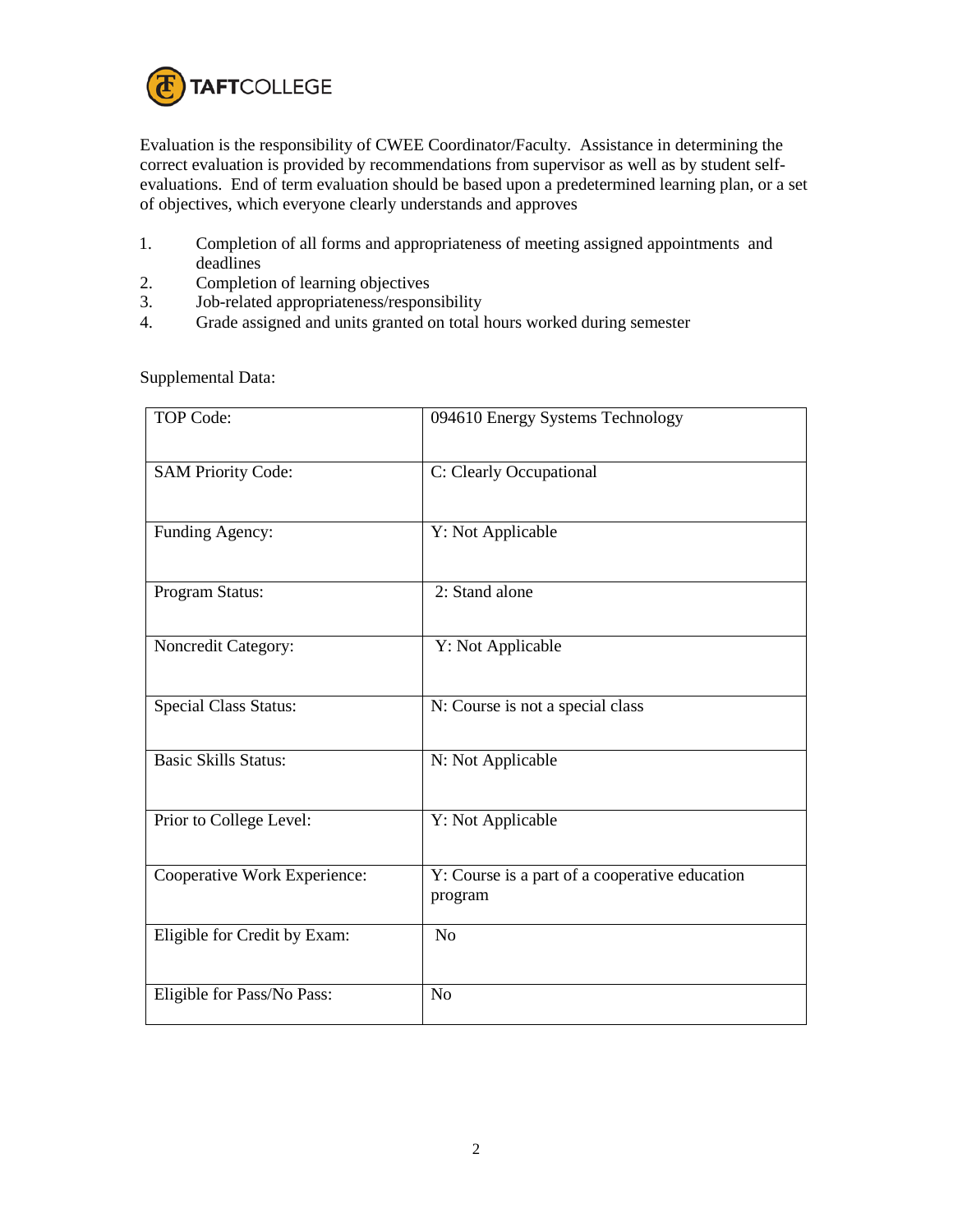Evaluation is the responsibility of CWEE Coordinator/Faculty. Assistance in determining the correct evaluation is provided by recommendations from supervisor as well as by student self-evaluations. End of term evaluation should be based upon a predetermined learning plan, or a set of objectives, which everyone clearly understands and approves

1. Completion of all forms and appropriateness of meeting assigned appointments and deadlines
2. Completion of learning objectives
3. Job-related appropriateness/responsibility
4. Grade assigned and units granted on total hours worked during semester

Supplemental Data:

| | |
|---|---|
| TOP Code: | 094610 Energy Systems Technology |
| SAM Priority Code: | C: Clearly Occupational |
| Funding Agency: | Y: Not Applicable |
| Program Status: | 2: Stand alone |
| Noncredit Category: | Y: Not Applicable |
| Special Class Status: | N: Course is not a special class |
| Basic Skills Status: | N: Not Applicable |
| Prior to College Level: | Y: Not Applicable |
| Cooperative Work Experience: | Y: Course is a part of a cooperative education program |
| Eligible for Credit by Exam: | No |
| Eligible for Pass/No Pass: | No |